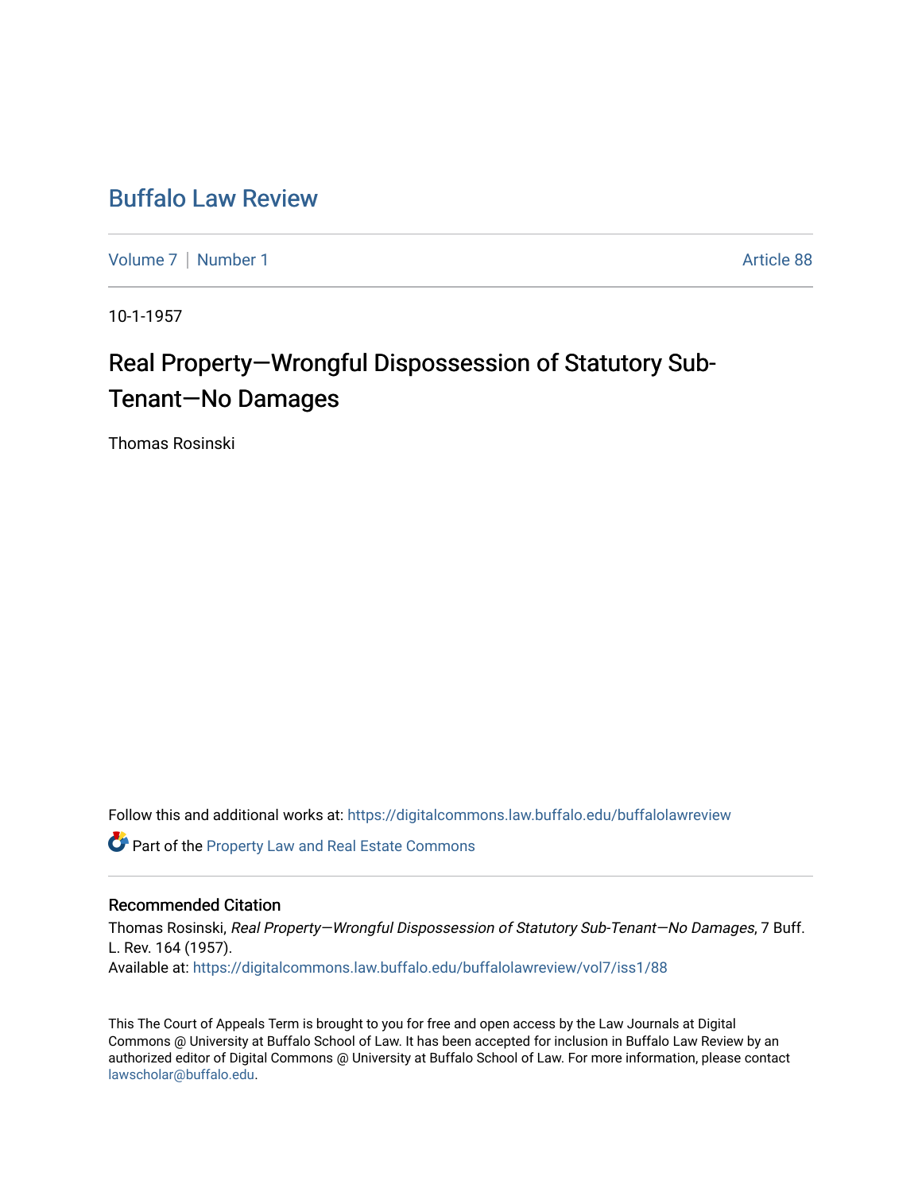# Buffalo Law Review

Volume 7 | Number 1 Article 88

10-1-1957

## Real Property—Wrongful Dispossession of Statutory Sub-Tenant—No Damages

Thomas Rosinski

Follow this and additional works at: https://digitalcommons.law.buffalo.edu/buffalolawreview

Part of the Property Law and Real Estate Commons

### Recommended Citation

Thomas Rosinski, *Real Property—Wrongful Dispossession of Statutory Sub-Tenant—No Damages*, 7 Buff. L. Rev. 164 (1957).

Available at: https://digitalcommons.law.buffalo.edu/buffalolawreview/vol7/iss1/88

This The Court of Appeals Term is brought to you for free and open access by the Law Journals at Digital Commons @ University at Buffalo School of Law. It has been accepted for inclusion in Buffalo Law Review by an authorized editor of Digital Commons @ University at Buffalo School of Law. For more information, please contact lawscholar@buffalo.edu.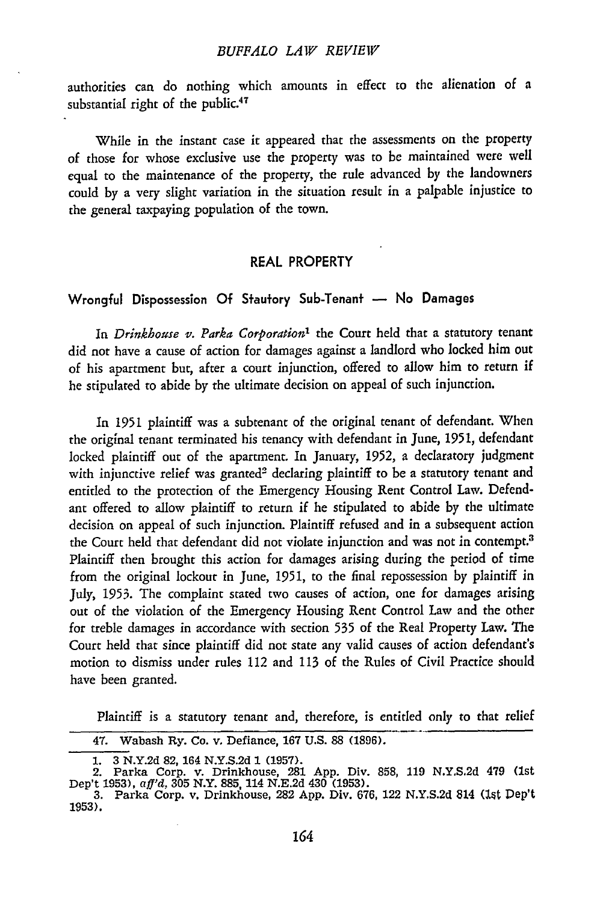authorities can do nothing which amounts in effect to the alienation of a substantial right of the public.[47]

While in the instant case it appeared that the assessments on the property of those for whose exclusive use the property was to be maintained were well equal to the maintenance of the property, the rule advanced by the landowners could by a very slight variation in the situation result in a palpable injustice to the general taxpaying population of the town.

## REAL PROPERTY

### Wrongful Dispossession Of Stautory Sub-Tenant — No Damages

In *Drinkhouse v. Parka Corporation*[1] the Court held that a statutory tenant did not have a cause of action for damages against a landlord who locked him out of his apartment but, after a court injunction, offered to allow him to return if he stipulated to abide by the ultimate decision on appeal of such injunction.

In 1951 plaintiff was a subtenant of the original tenant of defendant. When the original tenant terminated his tenancy with defendant in June, 1951, defendant locked plaintiff out of the apartment. In January, 1952, a declaratory judgment with injunctive relief was granted[2] declaring plaintiff to be a statutory tenant and entitled to the protection of the Emergency Housing Rent Control Law. Defendant offered to allow plaintiff to return if he stipulated to abide by the ultimate decision on appeal of such injunction. Plaintiff refused and in a subsequent action the Court held that defendant did not violate injunction and was not in contempt.[3] Plaintiff then brought this action for damages arising during the period of time from the original lockout in June, 1951, to the final repossession by plaintiff in July, 1953. The complaint stated two causes of action, one for damages arising out of the violation of the Emergency Housing Rent Control Law and the other for treble damages in accordance with section 535 of the Real Property Law. The Court held that since plaintiff did not state any valid causes of action defendant's motion to dismiss under rules 112 and 113 of the Rules of Civil Practice should have been granted.

Plaintiff is a statutory tenant and, therefore, is entitled only to that relief

---

47. Wabash Ry. Co. v. Defiance, 167 U.S. 88 (1896).

1. 3 N.Y.2d 82, 164 N.Y.S.2d 1 (1957).
2. Parka Corp. v. Drinkhouse, 281 App. Div. 858, 119 N.Y.S.2d 479 (1st Dep't 1953), *aff'd*, 305 N.Y. 885, 114 N.E.2d 430 (1953).
3. Parka Corp. v. Drinkhouse, 282 App. Div. 676, 122 N.Y.S.2d 814 (1st Dep't 1953).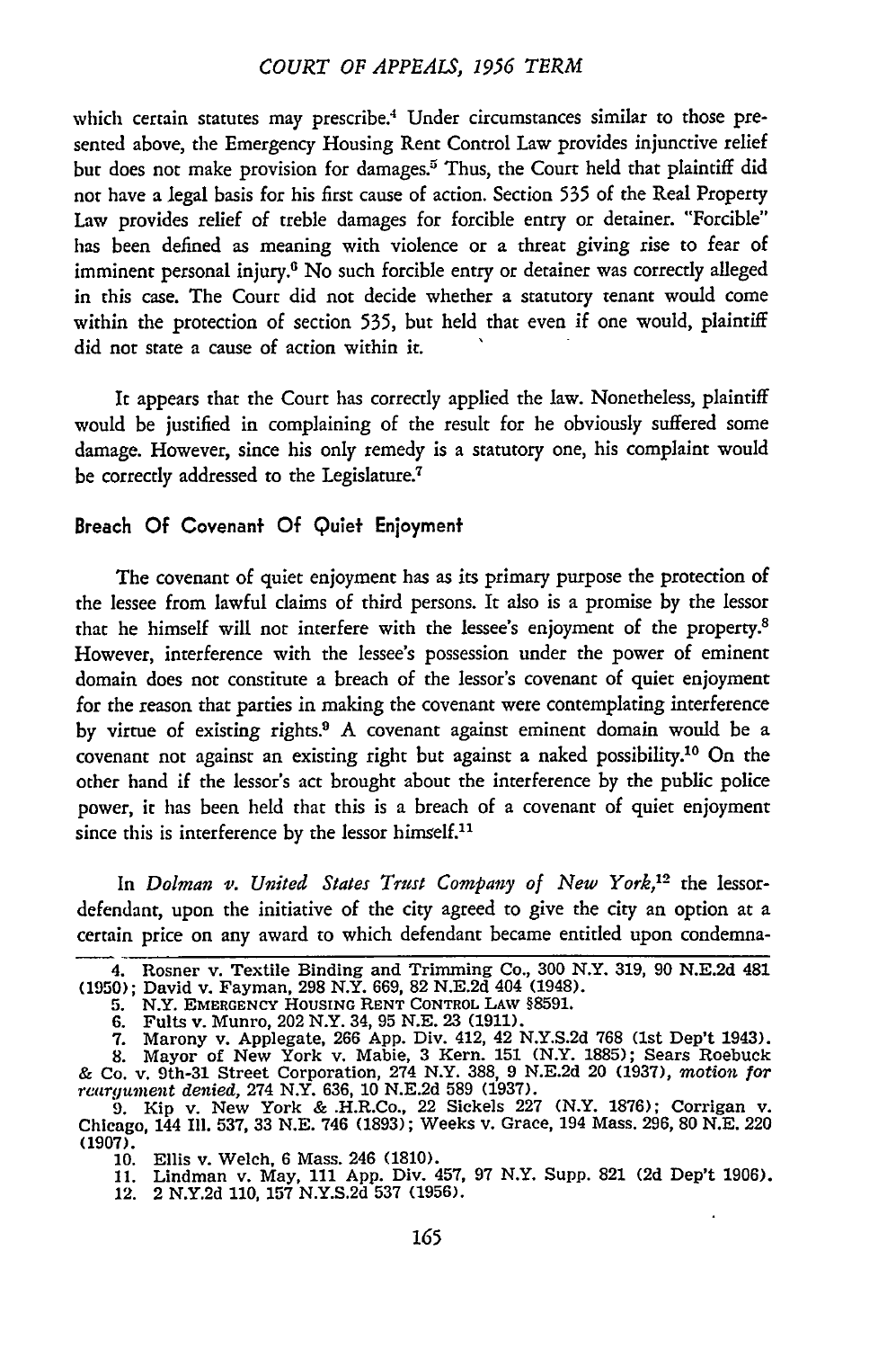which certain statutes may prescribe.[4] Under circumstances similar to those presented above, the Emergency Housing Rent Control Law provides injunctive relief but does not make provision for damages.[5] Thus, the Court held that plaintiff did not have a legal basis for his first cause of action. Section 535 of the Real Property Law provides relief of treble damages for forcible entry or detainer. "Forcible" has been defined as meaning with violence or a threat giving rise to fear of imminent personal injury.[6] No such forcible entry or detainer was correctly alleged in this case. The Court did not decide whether a statutory tenant would come within the protection of section 535, but held that even if one would, plaintiff did not state a cause of action within it.

It appears that the Court has correctly applied the law. Nonetheless, plaintiff would be justified in complaining of the result for he obviously suffered some damage. However, since his only remedy is a statutory one, his complaint would be correctly addressed to the Legislature.[7]

### Breach Of Covenant Of Quiet Enjoyment

The covenant of quiet enjoyment has as its primary purpose the protection of the lessee from lawful claims of third persons. It also is a promise by the lessor that he himself will not interfere with the lessee's enjoyment of the property.[8] However, interference with the lessee's possession under the power of eminent domain does not constitute a breach of the lessor's covenant of quiet enjoyment for the reason that parties in making the covenant were contemplating interference by virtue of existing rights.[9] A covenant against eminent domain would be a covenant not against an existing right but against a naked possibility.[10] On the other hand if the lessor's act brought about the interference by the public police power, it has been held that this is a breach of a covenant of quiet enjoyment since this is interference by the lessor himself.[11]

In *Dolman v. United States Trust Company of New York*,[12] the lessor-defendant, upon the initiative of the city agreed to give the city an option at a certain price on any award to which defendant became entitled upon condemna-

---

4. Rosner v. Textile Binding and Trimming Co., 300 N.Y. 319, 90 N.E.2d 481 (1950); David v. Fayman, 298 N.Y. 669, 82 N.E.2d 404 (1948).
5. N.Y. EMERGENCY HOUSING RENT CONTROL LAW §8591.
6. Fults v. Munro, 202 N.Y. 34, 95 N.E. 23 (1911).
7. Marony v. Applegate, 266 App. Div. 412, 42 N.Y.S.2d 768 (1st Dep't 1943).
8. Mayor of New York v. Mabie, 3 Kern. 151 (N.Y. 1885); Sears Roebuck & Co. v. 9th-31 Street Corporation, 274 N.Y. 388, 9 N.E.2d 20 (1937), *motion for reargument denied*, 274 N.Y. 636, 10 N.E.2d 589 (1937).
9. Kip v. New York & H.R.Co., 22 Sickels 227 (N.Y. 1876); Corrigan v. Chicago, 144 Ill. 537, 33 N.E. 746 (1893); Weeks v. Grace, 194 Mass. 296, 80 N.E. 220 (1907).
10. Ellis v. Welch, 6 Mass. 246 (1810).
11. Lindman v. May, 111 App. Div. 457, 97 N.Y. Supp. 821 (2d Dep't 1906).
12. 2 N.Y.2d 110, 157 N.Y.S.2d 537 (1956).